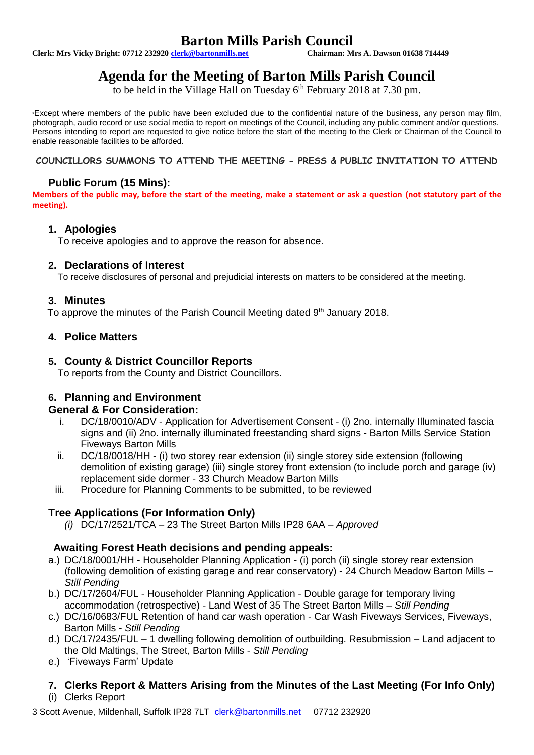# Barton Mills Parish Council

**Clerk: Mrs Vicky Bright: 07712 232920 clerk@bartonmills.net** **Chairman: Mrs A. Dawson 01638 714449**

## Agenda for the Meeting of Barton Mills Parish Council

to be held in the Village Hall on Tuesday 6th February 2018 at 7.30 pm.

*Except where members of the public have been excluded due to the confidential nature of the business, any person may film, photograph, audio record or use social media to report on meetings of the Council, including any public comment and/or questions. Persons intending to report are requested to give notice before the start of the meeting to the Clerk or Chairman of the Council to enable reasonable facilities to be afforded.

**COUNCILLORS SUMMONS TO ATTEND THE MEETING - PRESS & PUBLIC INVITATION TO ATTEND**

### Public Forum (15 Mins):

**Members of the public may, before the start of the meeting, make a statement or ask a question (not statutory part of the meeting).**

### 1. Apologies

To receive apologies and to approve the reason for absence.

### 2. Declarations of Interest

To receive disclosures of personal and prejudicial interests on matters to be considered at the meeting.

### 3. Minutes

To approve the minutes of the Parish Council Meeting dated 9th January 2018.

### 4. Police Matters

### 5. County & District Councillor Reports

To reports from the County and District Councillors.

### 6. Planning and Environment

**General & For Consideration:**

i. DC/18/0010/ADV - Application for Advertisement Consent - (i) 2no. internally Illuminated fascia signs and (ii) 2no. internally illuminated freestanding shard signs - Barton Mills Service Station Fiveways Barton Mills
ii. DC/18/0018/HH - (i) two storey rear extension (ii) single storey side extension (following demolition of existing garage) (iii) single storey front extension (to include porch and garage (iv) replacement side dormer - 33 Church Meadow Barton Mills
iii. Procedure for Planning Comments to be submitted, to be reviewed

**Tree Applications (For Information Only)**

*(i)* DC/17/2521/TCA – 23 The Street Barton Mills IP28 6AA – *Approved*

**Awaiting Forest Heath decisions and pending appeals:**

a.) DC/18/0001/HH - Householder Planning Application - (i) porch (ii) single storey rear extension (following demolition of existing garage and rear conservatory) - 24 Church Meadow Barton Mills – *Still Pending*
b.) DC/17/2604/FUL - Householder Planning Application - Double garage for temporary living accommodation (retrospective) - Land West of 35 The Street Barton Mills – *Still Pending*
c.) DC/16/0683/FUL Retention of hand car wash operation - Car Wash Fiveways Services, Fiveways, Barton Mills - *Still Pending*
d.) DC/17/2435/FUL – 1 dwelling following demolition of outbuilding. Resubmission – Land adjacent to the Old Maltings, The Street, Barton Mills - *Still Pending*
e.) 'Fiveways Farm' Update

### 7. Clerks Report & Matters Arising from the Minutes of the Last Meeting (For Info Only)

(i) Clerks Report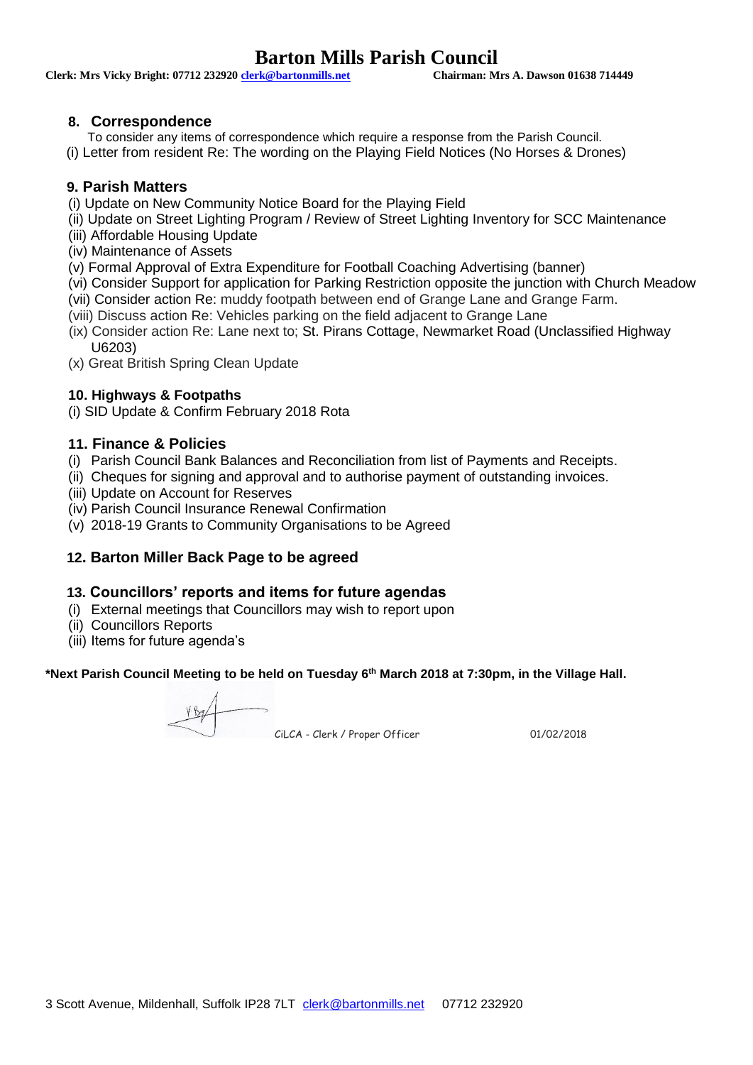# Barton Mills Parish Council

**Clerk: Mrs Vicky Bright: 07712 232920 clerk@bartonmills.net** **Chairman: Mrs A. Dawson 01638 714449**

## 8. Correspondence

To consider any items of correspondence which require a response from the Parish Council.

(i) Letter from resident Re: The wording on the Playing Field Notices (No Horses & Drones)

## 9. Parish Matters

(i) Update on New Community Notice Board for the Playing Field
(ii) Update on Street Lighting Program / Review of Street Lighting Inventory for SCC Maintenance
(iii) Affordable Housing Update
(iv) Maintenance of Assets
(v) Formal Approval of Extra Expenditure for Football Coaching Advertising (banner)
(vi) Consider Support for application for Parking Restriction opposite the junction with Church Meadow
(vii) Consider action Re: muddy footpath between end of Grange Lane and Grange Farm.
(viii) Discuss action Re: Vehicles parking on the field adjacent to Grange Lane
(ix) Consider action Re: Lane next to; St. Pirans Cottage, Newmarket Road (Unclassified Highway U6203)
(x) Great British Spring Clean Update

## 10. Highways & Footpaths

(i) SID Update & Confirm February 2018 Rota

## 11. Finance & Policies

(i) Parish Council Bank Balances and Reconciliation from list of Payments and Receipts.
(ii) Cheques for signing and approval and to authorise payment of outstanding invoices.
(iii) Update on Account for Reserves
(iv) Parish Council Insurance Renewal Confirmation
(v) 2018-19 Grants to Community Organisations to be Agreed

## 12. Barton Miller Back Page to be agreed

## 13. Councillors' reports and items for future agendas

(i) External meetings that Councillors may wish to report upon
(ii) Councillors Reports
(iii) Items for future agenda's

**\*Next Parish Council Meeting to be held on Tuesday 6th March 2018 at 7:30pm, in the Village Hall.**

CiLCA - Clerk / Proper Officer 01/02/2018

3 Scott Avenue, Mildenhall, Suffolk IP28 7LT clerk@bartonmills.net 07712 232920